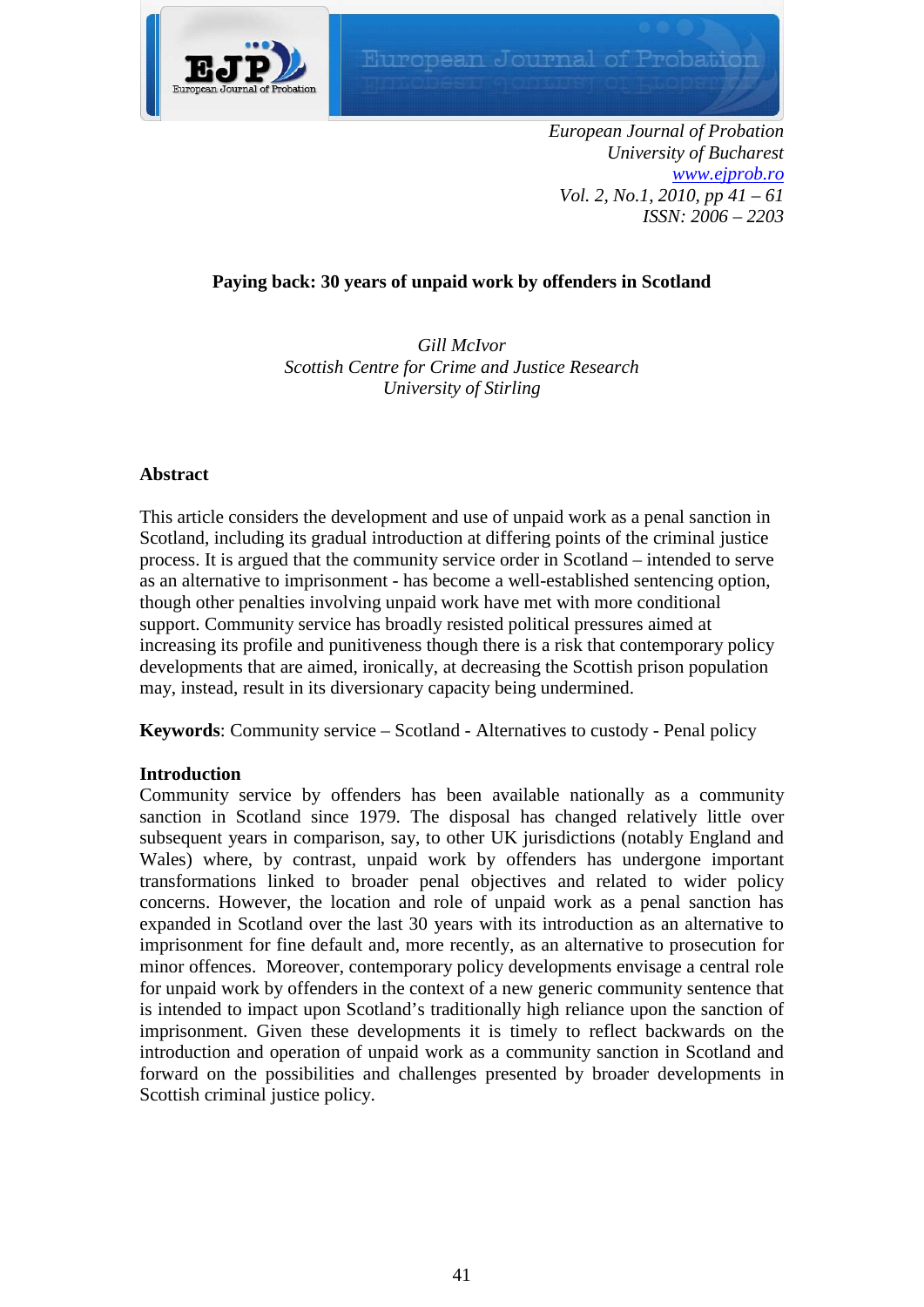*European Journal of Probation*
*University of Bucharest*
*www.ejprob.ro*
*Vol. 2, No.1, 2010, pp 41 – 61*
*ISSN: 2006 – 2203*

# Paying back: 30 years of unpaid work by offenders in Scotland

*Gill McIvor*
*Scottish Centre for Crime and Justice Research*
*University of Stirling*

## Abstract

This article considers the development and use of unpaid work as a penal sanction in Scotland, including its gradual introduction at differing points of the criminal justice process. It is argued that the community service order in Scotland – intended to serve as an alternative to imprisonment - has become a well-established sentencing option, though other penalties involving unpaid work have met with more conditional support. Community service has broadly resisted political pressures aimed at increasing its profile and punitiveness though there is a risk that contemporary policy developments that are aimed, ironically, at decreasing the Scottish prison population may, instead, result in its diversionary capacity being undermined.

**Keywords**: Community service – Scotland - Alternatives to custody - Penal policy

## Introduction

Community service by offenders has been available nationally as a community sanction in Scotland since 1979. The disposal has changed relatively little over subsequent years in comparison, say, to other UK jurisdictions (notably England and Wales) where, by contrast, unpaid work by offenders has undergone important transformations linked to broader penal objectives and related to wider policy concerns. However, the location and role of unpaid work as a penal sanction has expanded in Scotland over the last 30 years with its introduction as an alternative to imprisonment for fine default and, more recently, as an alternative to prosecution for minor offences. Moreover, contemporary policy developments envisage a central role for unpaid work by offenders in the context of a new generic community sentence that is intended to impact upon Scotland's traditionally high reliance upon the sanction of imprisonment. Given these developments it is timely to reflect backwards on the introduction and operation of unpaid work as a community sanction in Scotland and forward on the possibilities and challenges presented by broader developments in Scottish criminal justice policy.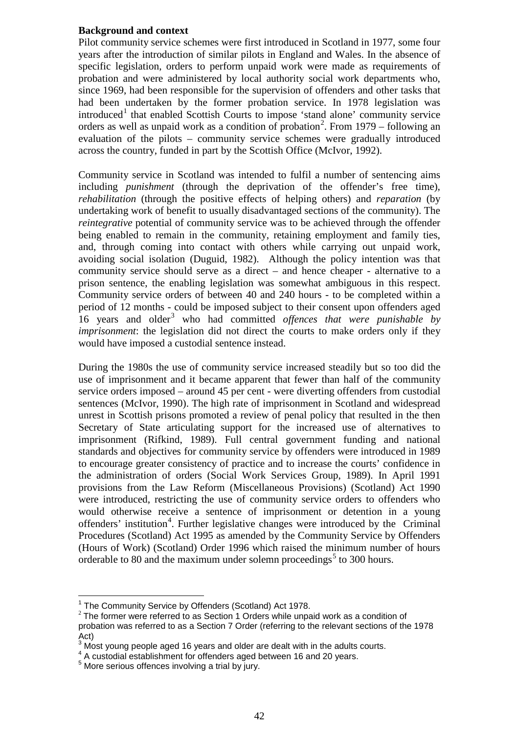**Background and context**

Pilot community service schemes were first introduced in Scotland in 1977, some four years after the introduction of similar pilots in England and Wales. In the absence of specific legislation, orders to perform unpaid work were made as requirements of probation and were administered by local authority social work departments who, since 1969, had been responsible for the supervision of offenders and other tasks that had been undertaken by the former probation service. In 1978 legislation was introduced[1] that enabled Scottish Courts to impose 'stand alone' community service orders as well as unpaid work as a condition of probation[2]. From 1979 – following an evaluation of the pilots – community service schemes were gradually introduced across the country, funded in part by the Scottish Office (McIvor, 1992).

Community service in Scotland was intended to fulfil a number of sentencing aims including *punishment* (through the deprivation of the offender's free time), *rehabilitation* (through the positive effects of helping others) and *reparation* (by undertaking work of benefit to usually disadvantaged sections of the community). The *reintegrative* potential of community service was to be achieved through the offender being enabled to remain in the community, retaining employment and family ties, and, through coming into contact with others while carrying out unpaid work, avoiding social isolation (Duguid, 1982). Although the policy intention was that community service should serve as a direct – and hence cheaper - alternative to a prison sentence, the enabling legislation was somewhat ambiguous in this respect. Community service orders of between 40 and 240 hours - to be completed within a period of 12 months - could be imposed subject to their consent upon offenders aged 16 years and older[3] who had committed *offences that were punishable by imprisonment*: the legislation did not direct the courts to make orders only if they would have imposed a custodial sentence instead.

During the 1980s the use of community service increased steadily but so too did the use of imprisonment and it became apparent that fewer than half of the community service orders imposed – around 45 per cent - were diverting offenders from custodial sentences (McIvor, 1990). The high rate of imprisonment in Scotland and widespread unrest in Scottish prisons promoted a review of penal policy that resulted in the then Secretary of State articulating support for the increased use of alternatives to imprisonment (Rifkind, 1989). Full central government funding and national standards and objectives for community service by offenders were introduced in 1989 to encourage greater consistency of practice and to increase the courts' confidence in the administration of orders (Social Work Services Group, 1989). In April 1991 provisions from the Law Reform (Miscellaneous Provisions) (Scotland) Act 1990 were introduced, restricting the use of community service orders to offenders who would otherwise receive a sentence of imprisonment or detention in a young offenders' institution[4]. Further legislative changes were introduced by the Criminal Procedures (Scotland) Act 1995 as amended by the Community Service by Offenders (Hours of Work) (Scotland) Order 1996 which raised the minimum number of hours orderable to 80 and the maximum under solemn proceedings[5] to 300 hours.

---

[1] The Community Service by Offenders (Scotland) Act 1978.

[2] The former were referred to as Section 1 Orders while unpaid work as a condition of probation was referred to as a Section 7 Order (referring to the relevant sections of the 1978 Act)

[3] Most young people aged 16 years and older are dealt with in the adults courts.

[4] A custodial establishment for offenders aged between 16 and 20 years.

[5] More serious offences involving a trial by jury.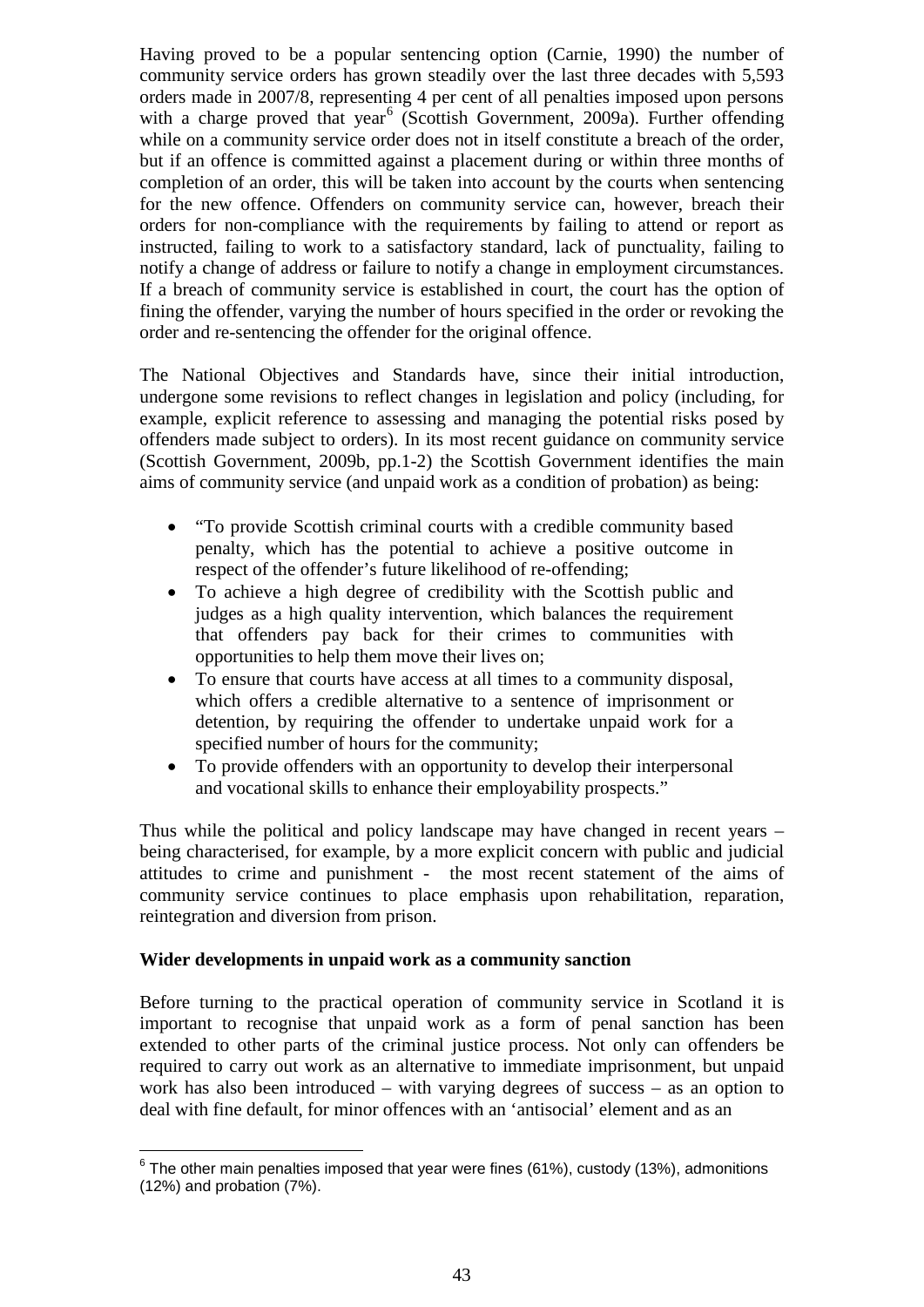Having proved to be a popular sentencing option (Carnie, 1990) the number of community service orders has grown steadily over the last three decades with 5,593 orders made in 2007/8, representing 4 per cent of all penalties imposed upon persons with a charge proved that year[6] (Scottish Government, 2009a). Further offending while on a community service order does not in itself constitute a breach of the order, but if an offence is committed against a placement during or within three months of completion of an order, this will be taken into account by the courts when sentencing for the new offence. Offenders on community service can, however, breach their orders for non-compliance with the requirements by failing to attend or report as instructed, failing to work to a satisfactory standard, lack of punctuality, failing to notify a change of address or failure to notify a change in employment circumstances. If a breach of community service is established in court, the court has the option of fining the offender, varying the number of hours specified in the order or revoking the order and re-sentencing the offender for the original offence.

The National Objectives and Standards have, since their initial introduction, undergone some revisions to reflect changes in legislation and policy (including, for example, explicit reference to assessing and managing the potential risks posed by offenders made subject to orders). In its most recent guidance on community service (Scottish Government, 2009b, pp.1-2) the Scottish Government identifies the main aims of community service (and unpaid work as a condition of probation) as being:

- "To provide Scottish criminal courts with a credible community based penalty, which has the potential to achieve a positive outcome in respect of the offender's future likelihood of re-offending;
- To achieve a high degree of credibility with the Scottish public and judges as a high quality intervention, which balances the requirement that offenders pay back for their crimes to communities with opportunities to help them move their lives on;
- To ensure that courts have access at all times to a community disposal, which offers a credible alternative to a sentence of imprisonment or detention, by requiring the offender to undertake unpaid work for a specified number of hours for the community;
- To provide offenders with an opportunity to develop their interpersonal and vocational skills to enhance their employability prospects."

Thus while the political and policy landscape may have changed in recent years – being characterised, for example, by a more explicit concern with public and judicial attitudes to crime and punishment - the most recent statement of the aims of community service continues to place emphasis upon rehabilitation, reparation, reintegration and diversion from prison.

**Wider developments in unpaid work as a community sanction**

Before turning to the practical operation of community service in Scotland it is important to recognise that unpaid work as a form of penal sanction has been extended to other parts of the criminal justice process. Not only can offenders be required to carry out work as an alternative to immediate imprisonment, but unpaid work has also been introduced – with varying degrees of success – as an option to deal with fine default, for minor offences with an 'antisocial' element and as an

---

[6] The other main penalties imposed that year were fines (61%), custody (13%), admonitions (12%) and probation (7%).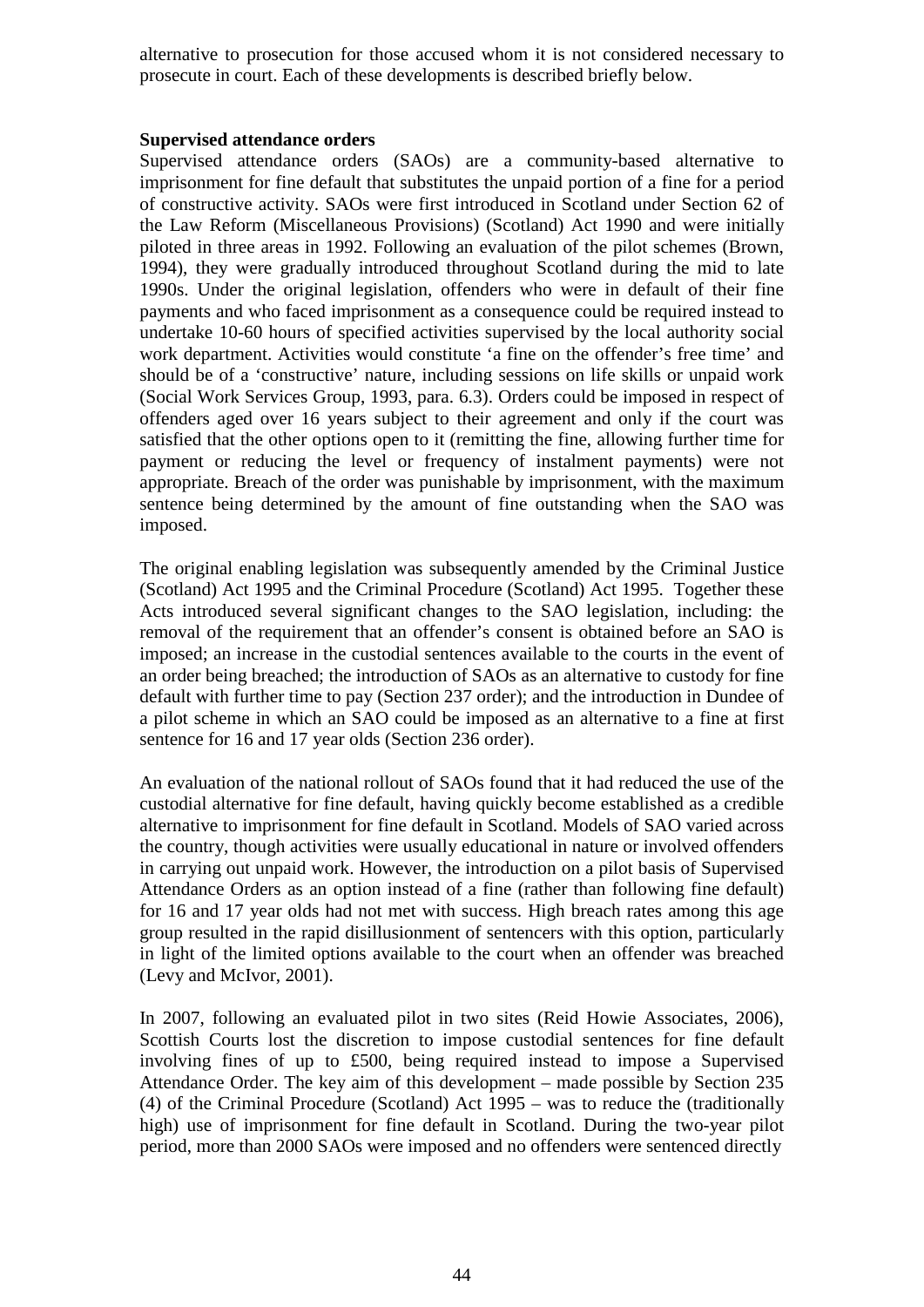alternative to prosecution for those accused whom it is not considered necessary to prosecute in court. Each of these developments is described briefly below.

**Supervised attendance orders**

Supervised attendance orders (SAOs) are a community-based alternative to imprisonment for fine default that substitutes the unpaid portion of a fine for a period of constructive activity. SAOs were first introduced in Scotland under Section 62 of the Law Reform (Miscellaneous Provisions) (Scotland) Act 1990 and were initially piloted in three areas in 1992. Following an evaluation of the pilot schemes (Brown, 1994), they were gradually introduced throughout Scotland during the mid to late 1990s. Under the original legislation, offenders who were in default of their fine payments and who faced imprisonment as a consequence could be required instead to undertake 10-60 hours of specified activities supervised by the local authority social work department. Activities would constitute 'a fine on the offender's free time' and should be of a 'constructive' nature, including sessions on life skills or unpaid work (Social Work Services Group, 1993, para. 6.3). Orders could be imposed in respect of offenders aged over 16 years subject to their agreement and only if the court was satisfied that the other options open to it (remitting the fine, allowing further time for payment or reducing the level or frequency of instalment payments) were not appropriate. Breach of the order was punishable by imprisonment, with the maximum sentence being determined by the amount of fine outstanding when the SAO was imposed.

The original enabling legislation was subsequently amended by the Criminal Justice (Scotland) Act 1995 and the Criminal Procedure (Scotland) Act 1995. Together these Acts introduced several significant changes to the SAO legislation, including: the removal of the requirement that an offender's consent is obtained before an SAO is imposed; an increase in the custodial sentences available to the courts in the event of an order being breached; the introduction of SAOs as an alternative to custody for fine default with further time to pay (Section 237 order); and the introduction in Dundee of a pilot scheme in which an SAO could be imposed as an alternative to a fine at first sentence for 16 and 17 year olds (Section 236 order).

An evaluation of the national rollout of SAOs found that it had reduced the use of the custodial alternative for fine default, having quickly become established as a credible alternative to imprisonment for fine default in Scotland. Models of SAO varied across the country, though activities were usually educational in nature or involved offenders in carrying out unpaid work. However, the introduction on a pilot basis of Supervised Attendance Orders as an option instead of a fine (rather than following fine default) for 16 and 17 year olds had not met with success. High breach rates among this age group resulted in the rapid disillusionment of sentencers with this option, particularly in light of the limited options available to the court when an offender was breached (Levy and McIvor, 2001).

In 2007, following an evaluated pilot in two sites (Reid Howie Associates, 2006), Scottish Courts lost the discretion to impose custodial sentences for fine default involving fines of up to £500, being required instead to impose a Supervised Attendance Order. The key aim of this development – made possible by Section 235 (4) of the Criminal Procedure (Scotland) Act 1995 – was to reduce the (traditionally high) use of imprisonment for fine default in Scotland. During the two-year pilot period, more than 2000 SAOs were imposed and no offenders were sentenced directly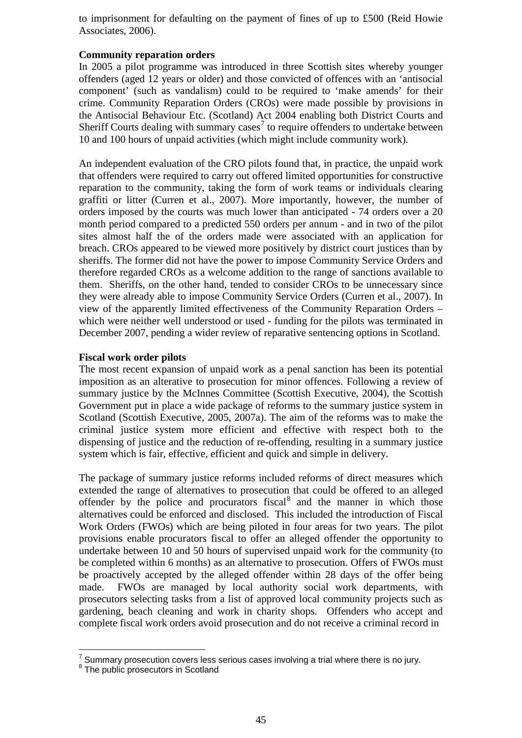to imprisonment for defaulting on the payment of fines of up to £500 (Reid Howie Associates, 2006).

**Community reparation orders**

In 2005 a pilot programme was introduced in three Scottish sites whereby younger offenders (aged 12 years or older) and those convicted of offences with an 'antisocial component' (such as vandalism) could to be required to 'make amends' for their crime. Community Reparation Orders (CROs) were made possible by provisions in the Antisocial Behaviour Etc. (Scotland) Act 2004 enabling both District Courts and Sheriff Courts dealing with summary cases[7] to require offenders to undertake between 10 and 100 hours of unpaid activities (which might include community work).

An independent evaluation of the CRO pilots found that, in practice, the unpaid work that offenders were required to carry out offered limited opportunities for constructive reparation to the community, taking the form of work teams or individuals clearing graffiti or litter (Curren et al., 2007). More importantly, however, the number of orders imposed by the courts was much lower than anticipated - 74 orders over a 20 month period compared to a predicted 550 orders per annum - and in two of the pilot sites almost half the of the orders made were associated with an application for breach. CROs appeared to be viewed more positively by district court justices than by sheriffs. The former did not have the power to impose Community Service Orders and therefore regarded CROs as a welcome addition to the range of sanctions available to them. Sheriffs, on the other hand, tended to consider CROs to be unnecessary since they were already able to impose Community Service Orders (Curren et al., 2007). In view of the apparently limited effectiveness of the Community Reparation Orders – which were neither well understood or used - funding for the pilots was terminated in December 2007, pending a wider review of reparative sentencing options in Scotland.

**Fiscal work order pilots**

The most recent expansion of unpaid work as a penal sanction has been its potential imposition as an alterative to prosecution for minor offences. Following a review of summary justice by the McInnes Committee (Scottish Executive, 2004), the Scottish Government put in place a wide package of reforms to the summary justice system in Scotland (Scottish Executive, 2005, 2007a). The aim of the reforms was to make the criminal justice system more efficient and effective with respect both to the dispensing of justice and the reduction of re-offending, resulting in a summary justice system which is fair, effective, efficient and quick and simple in delivery.

The package of summary justice reforms included reforms of direct measures which extended the range of alternatives to prosecution that could be offered to an alleged offender by the police and procurators fiscal[8] and the manner in which those alternatives could be enforced and disclosed. This included the introduction of Fiscal Work Orders (FWOs) which are being piloted in four areas for two years. The pilot provisions enable procurators fiscal to offer an alleged offender the opportunity to undertake between 10 and 50 hours of supervised unpaid work for the community (to be completed within 6 months) as an alternative to prosecution. Offers of FWOs must be proactively accepted by the alleged offender within 28 days of the offer being made. FWOs are managed by local authority social work departments, with prosecutors selecting tasks from a list of approved local community projects such as gardening, beach cleaning and work in charity shops. Offenders who accept and complete fiscal work orders avoid prosecution and do not receive a criminal record in

---

[7] Summary prosecution covers less serious cases involving a trial where there is no jury.

[8] The public prosecutors in Scotland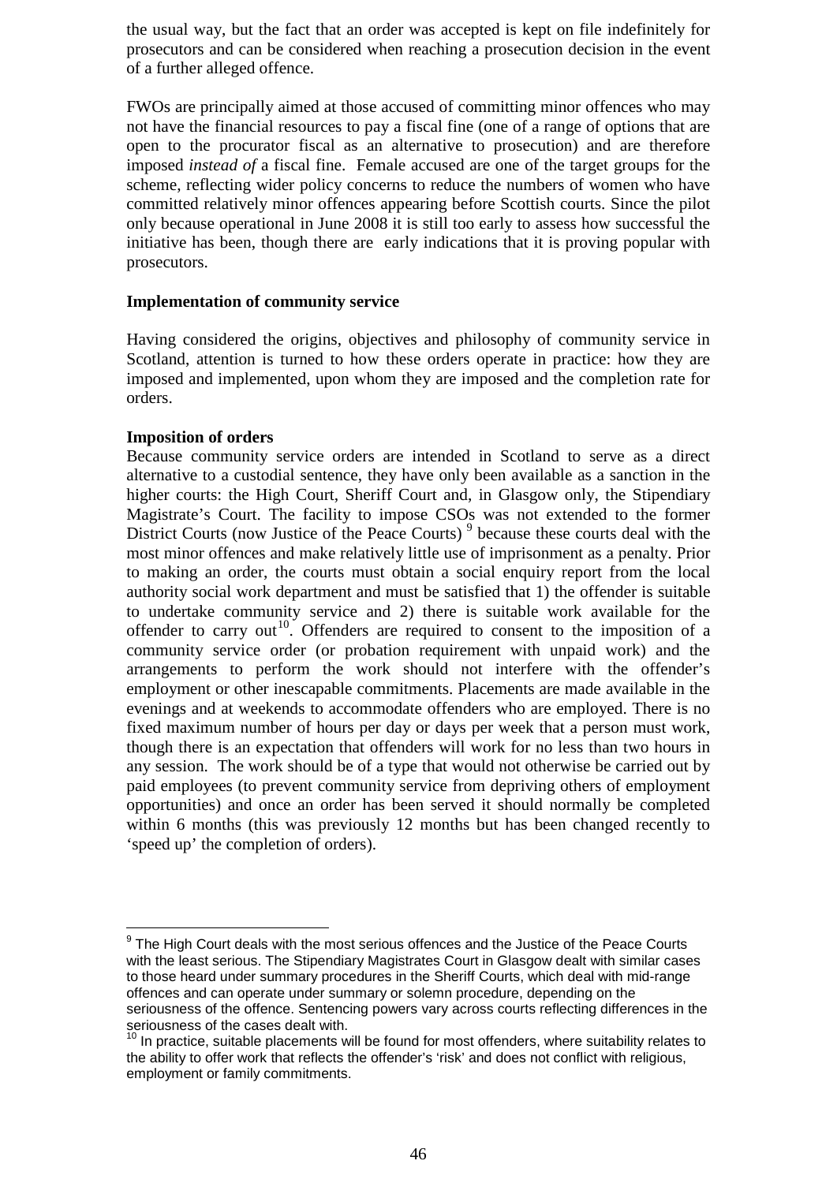the usual way, but the fact that an order was accepted is kept on file indefinitely for prosecutors and can be considered when reaching a prosecution decision in the event of a further alleged offence.

FWOs are principally aimed at those accused of committing minor offences who may not have the financial resources to pay a fiscal fine (one of a range of options that are open to the procurator fiscal as an alternative to prosecution) and are therefore imposed *instead of* a fiscal fine. Female accused are one of the target groups for the scheme, reflecting wider policy concerns to reduce the numbers of women who have committed relatively minor offences appearing before Scottish courts. Since the pilot only became operational in June 2008 it is still too early to assess how successful the initiative has been, though there are early indications that it is proving popular with prosecutors.

**Implementation of community service**

Having considered the origins, objectives and philosophy of community service in Scotland, attention is turned to how these orders operate in practice: how they are imposed and implemented, upon whom they are imposed and the completion rate for orders.

**Imposition of orders**

Because community service orders are intended in Scotland to serve as a direct alternative to a custodial sentence, they have only been available as a sanction in the higher courts: the High Court, Sheriff Court and, in Glasgow only, the Stipendiary Magistrate's Court. The facility to impose CSOs was not extended to the former District Courts (now Justice of the Peace Courts) [9] because these courts deal with the most minor offences and make relatively little use of imprisonment as a penalty. Prior to making an order, the courts must obtain a social enquiry report from the local authority social work department and must be satisfied that 1) the offender is suitable to undertake community service and 2) there is suitable work available for the offender to carry out[10]. Offenders are required to consent to the imposition of a community service order (or probation requirement with unpaid work) and the arrangements to perform the work should not interfere with the offender's employment or other inescapable commitments. Placements are made available in the evenings and at weekends to accommodate offenders who are employed. There is no fixed maximum number of hours per day or days per week that a person must work, though there is an expectation that offenders will work for no less than two hours in any session. The work should be of a type that would not otherwise be carried out by paid employees (to prevent community service from depriving others of employment opportunities) and once an order has been served it should normally be completed within 6 months (this was previously 12 months but has been changed recently to 'speed up' the completion of orders).

---

[9] The High Court deals with the most serious offences and the Justice of the Peace Courts with the least serious. The Stipendiary Magistrates Court in Glasgow dealt with similar cases to those heard under summary procedures in the Sheriff Courts, which deal with mid-range offences and can operate under summary or solemn procedure, depending on the seriousness of the offence. Sentencing powers vary across courts reflecting differences in the seriousness of the cases dealt with.

[10] In practice, suitable placements will be found for most offenders, where suitability relates to the ability to offer work that reflects the offender's 'risk' and does not conflict with religious, employment or family commitments.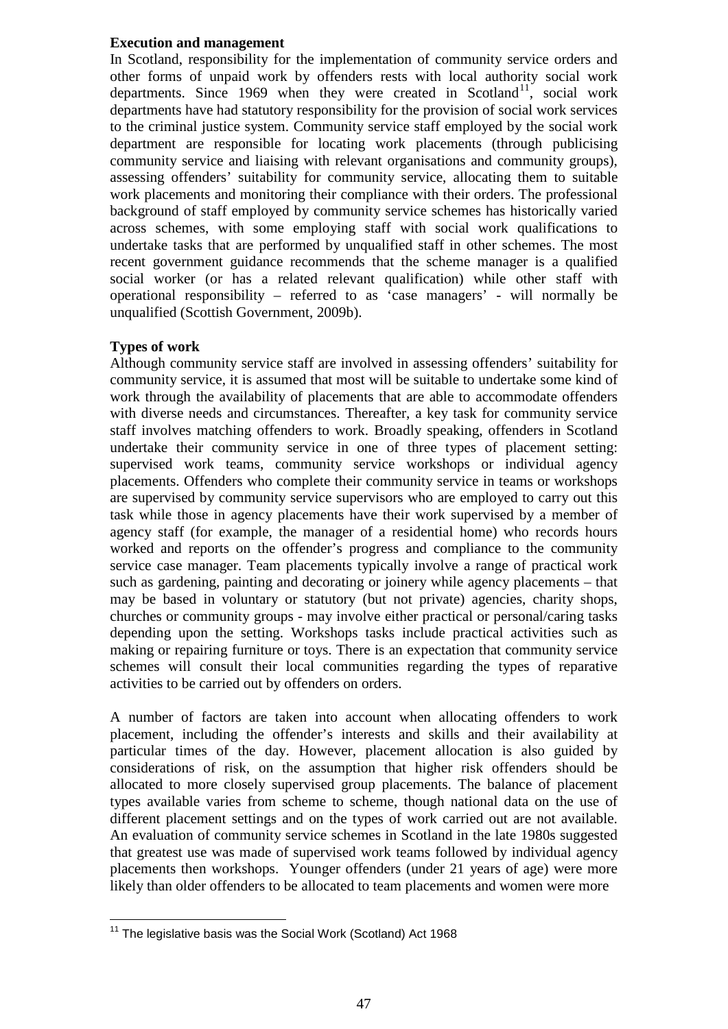**Execution and management**

In Scotland, responsibility for the implementation of community service orders and other forms of unpaid work by offenders rests with local authority social work departments. Since 1969 when they were created in Scotland[11], social work departments have had statutory responsibility for the provision of social work services to the criminal justice system. Community service staff employed by the social work department are responsible for locating work placements (through publicising community service and liaising with relevant organisations and community groups), assessing offenders' suitability for community service, allocating them to suitable work placements and monitoring their compliance with their orders. The professional background of staff employed by community service schemes has historically varied across schemes, with some employing staff with social work qualifications to undertake tasks that are performed by unqualified staff in other schemes. The most recent government guidance recommends that the scheme manager is a qualified social worker (or has a related relevant qualification) while other staff with operational responsibility – referred to as 'case managers' - will normally be unqualified (Scottish Government, 2009b).

**Types of work**

Although community service staff are involved in assessing offenders' suitability for community service, it is assumed that most will be suitable to undertake some kind of work through the availability of placements that are able to accommodate offenders with diverse needs and circumstances. Thereafter, a key task for community service staff involves matching offenders to work. Broadly speaking, offenders in Scotland undertake their community service in one of three types of placement setting: supervised work teams, community service workshops or individual agency placements. Offenders who complete their community service in teams or workshops are supervised by community service supervisors who are employed to carry out this task while those in agency placements have their work supervised by a member of agency staff (for example, the manager of a residential home) who records hours worked and reports on the offender's progress and compliance to the community service case manager. Team placements typically involve a range of practical work such as gardening, painting and decorating or joinery while agency placements – that may be based in voluntary or statutory (but not private) agencies, charity shops, churches or community groups - may involve either practical or personal/caring tasks depending upon the setting. Workshops tasks include practical activities such as making or repairing furniture or toys. There is an expectation that community service schemes will consult their local communities regarding the types of reparative activities to be carried out by offenders on orders.

A number of factors are taken into account when allocating offenders to work placement, including the offender's interests and skills and their availability at particular times of the day. However, placement allocation is also guided by considerations of risk, on the assumption that higher risk offenders should be allocated to more closely supervised group placements. The balance of placement types available varies from scheme to scheme, though national data on the use of different placement settings and on the types of work carried out are not available. An evaluation of community service schemes in Scotland in the late 1980s suggested that greatest use was made of supervised work teams followed by individual agency placements then workshops. Younger offenders (under 21 years of age) were more likely than older offenders to be allocated to team placements and women were more

---

[11] The legislative basis was the Social Work (Scotland) Act 1968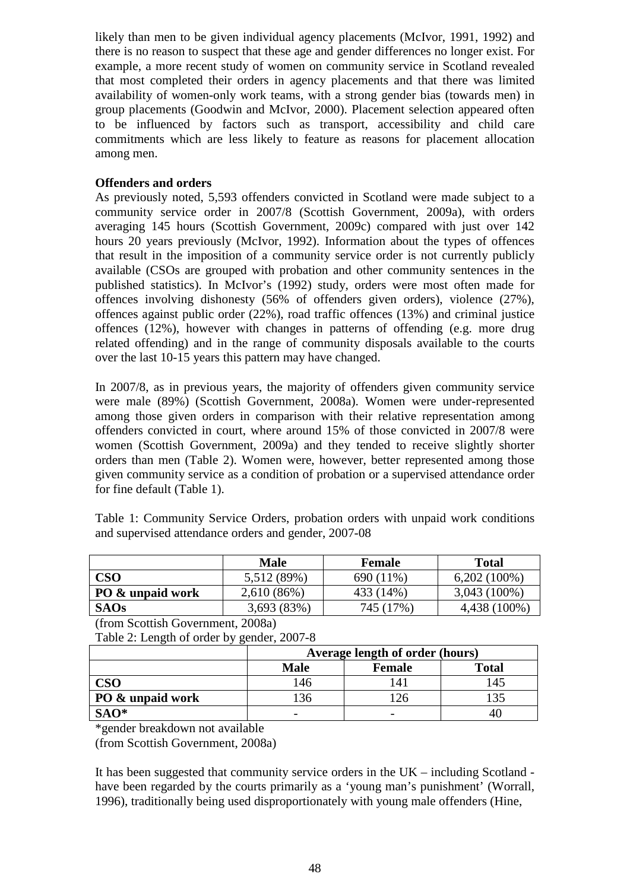likely than men to be given individual agency placements (McIvor, 1991, 1992) and there is no reason to suspect that these age and gender differences no longer exist. For example, a more recent study of women on community service in Scotland revealed that most completed their orders in agency placements and that there was limited availability of women-only work teams, with a strong gender bias (towards men) in group placements (Goodwin and McIvor, 2000). Placement selection appeared often to be influenced by factors such as transport, accessibility and child care commitments which are less likely to feature as reasons for placement allocation among men.

**Offenders and orders**

As previously noted, 5,593 offenders convicted in Scotland were made subject to a community service order in 2007/8 (Scottish Government, 2009a), with orders averaging 145 hours (Scottish Government, 2009c) compared with just over 142 hours 20 years previously (McIvor, 1992). Information about the types of offences that result in the imposition of a community service order is not currently publicly available (CSOs are grouped with probation and other community sentences in the published statistics). In McIvor's (1992) study, orders were most often made for offences involving dishonesty (56% of offenders given orders), violence (27%), offences against public order (22%), road traffic offences (13%) and criminal justice offences (12%), however with changes in patterns of offending (e.g. more drug related offending) and in the range of community disposals available to the courts over the last 10-15 years this pattern may have changed.

In 2007/8, as in previous years, the majority of offenders given community service were male (89%) (Scottish Government, 2008a). Women were under-represented among those given orders in comparison with their relative representation among offenders convicted in court, where around 15% of those convicted in 2007/8 were women (Scottish Government, 2009a) and they tended to receive slightly shorter orders than men (Table 2). Women were, however, better represented among those given community service as a condition of probation or a supervised attendance order for fine default (Table 1).

Table 1: Community Service Orders, probation orders with unpaid work conditions and supervised attendance orders and gender, 2007-08

| | **Male** | **Female** | **Total** |
|---|---|---|---|
| **CSO** | 5,512 (89%) | 690 (11%) | 6,202 (100%) |
| **PO & unpaid work** | 2,610 (86%) | 433 (14%) | 3,043 (100%) |
| **SAOs** | 3,693 (83%) | 745 (17%) | 4,438 (100%) |

(from Scottish Government, 2008a)

Table 2: Length of order by gender, 2007-8

| | **Average length of order (hours)** | | |
|---|---|---|---|
| | **Male** | **Female** | **Total** |
| **CSO** | 146 | 141 | 145 |
| **PO & unpaid work** | 136 | 126 | 135 |
| **SAO*** | - | - | 40 |

*gender breakdown not available

(from Scottish Government, 2008a)

It has been suggested that community service orders in the UK – including Scotland - have been regarded by the courts primarily as a 'young man's punishment' (Worrall, 1996), traditionally being used disproportionately with young male offenders (Hine,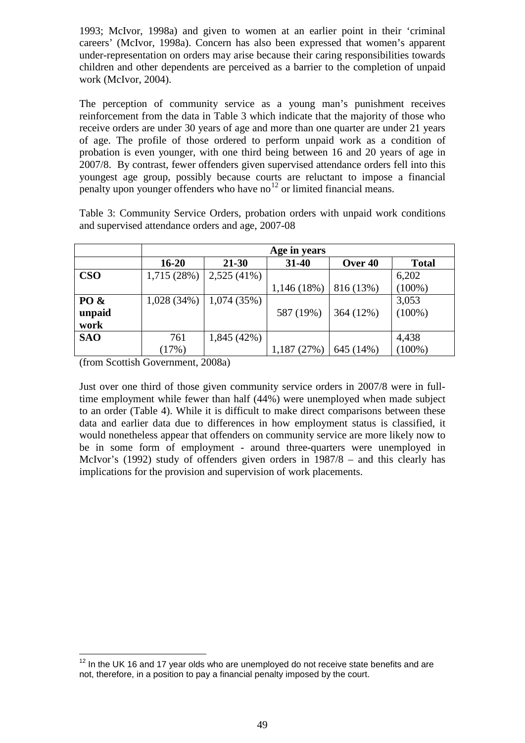1993; McIvor, 1998a) and given to women at an earlier point in their 'criminal careers' (McIvor, 1998a). Concern has also been expressed that women's apparent under-representation on orders may arise because their caring responsibilities towards children and other dependents are perceived as a barrier to the completion of unpaid work (McIvor, 2004).

The perception of community service as a young man's punishment receives reinforcement from the data in Table 3 which indicate that the majority of those who receive orders are under 30 years of age and more than one quarter are under 21 years of age. The profile of those ordered to perform unpaid work as a condition of probation is even younger, with one third being between 16 and 20 years of age in 2007/8. By contrast, fewer offenders given supervised attendance orders fell into this youngest age group, possibly because courts are reluctant to impose a financial penalty upon younger offenders who have no[12] or limited financial means.

Table 3: Community Service Orders, probation orders with unpaid work conditions and supervised attendance orders and age, 2007-08

| | **Age in years** | | | | |
|---|---|---|---|---|---|
| | **16-20** | **21-30** | **31-40** | **Over 40** | **Total** |
| **CSO** | 1,715 (28%) | 2,525 (41%) | 1,146 (18%) | 816 (13%) | 6,202 (100%) |
| **PO & unpaid work** | 1,028 (34%) | 1,074 (35%) | 587 (19%) | 364 (12%) | 3,053 (100%) |
| **SAO** | 761 (17%) | 1,845 (42%) | 1,187 (27%) | 645 (14%) | 4,438 (100%) |

(from Scottish Government, 2008a)

Just over one third of those given community service orders in 2007/8 were in full-time employment while fewer than half (44%) were unemployed when made subject to an order (Table 4). While it is difficult to make direct comparisons between these data and earlier data due to differences in how employment status is classified, it would nonetheless appear that offenders on community service are more likely now to be in some form of employment - around three-quarters were unemployed in McIvor's (1992) study of offenders given orders in 1987/8 – and this clearly has implications for the provision and supervision of work placements.

[12] In the UK 16 and 17 year olds who are unemployed do not receive state benefits and are not, therefore, in a position to pay a financial penalty imposed by the court.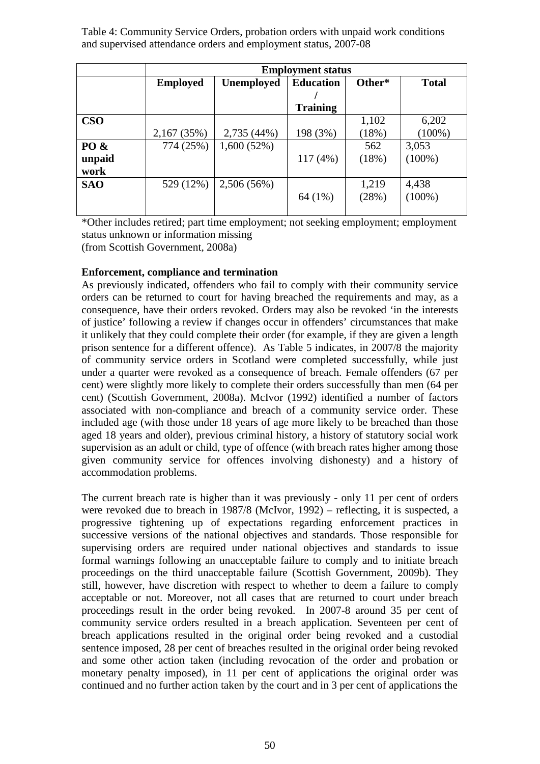Table 4: Community Service Orders, probation orders with unpaid work conditions and supervised attendance orders and employment status, 2007-08

| | Employment status | | | | |
|---|---|---|---|---|---|
| | **Employed** | **Unemployed** | **Education / Training** | **Other*** | **Total** |
| **CSO** | 2,167 (35%) | 2,735 (44%) | 198 (3%) | 1,102 (18%) | 6,202 (100%) |
| **PO & unpaid work** | 774 (25%) | 1,600 (52%) | 117 (4%) | 562 (18%) | 3,053 (100%) |
| **SAO** | 529 (12%) | 2,506 (56%) | 64 (1%) | 1,219 (28%) | 4,438 (100%) |

*Other includes retired; part time employment; not seeking employment; employment status unknown or information missing
(from Scottish Government, 2008a)

**Enforcement, compliance and termination**

As previously indicated, offenders who fail to comply with their community service orders can be returned to court for having breached the requirements and may, as a consequence, have their orders revoked. Orders may also be revoked 'in the interests of justice' following a review if changes occur in offenders' circumstances that make it unlikely that they could complete their order (for example, if they are given a length prison sentence for a different offence). As Table 5 indicates, in 2007/8 the majority of community service orders in Scotland were completed successfully, while just under a quarter were revoked as a consequence of breach. Female offenders (67 per cent) were slightly more likely to complete their orders successfully than men (64 per cent) (Scottish Government, 2008a). McIvor (1992) identified a number of factors associated with non-compliance and breach of a community service order. These included age (with those under 18 years of age more likely to be breached than those aged 18 years and older), previous criminal history, a history of statutory social work supervision as an adult or child, type of offence (with breach rates higher among those given community service for offences involving dishonesty) and a history of accommodation problems.

The current breach rate is higher than it was previously - only 11 per cent of orders were revoked due to breach in 1987/8 (McIvor, 1992) – reflecting, it is suspected, a progressive tightening up of expectations regarding enforcement practices in successive versions of the national objectives and standards. Those responsible for supervising orders are required under national objectives and standards to issue formal warnings following an unacceptable failure to comply and to initiate breach proceedings on the third unacceptable failure (Scottish Government, 2009b). They still, however, have discretion with respect to whether to deem a failure to comply acceptable or not. Moreover, not all cases that are returned to court under breach proceedings result in the order being revoked. In 2007-8 around 35 per cent of community service orders resulted in a breach application. Seventeen per cent of breach applications resulted in the original order being revoked and a custodial sentence imposed, 28 per cent of breaches resulted in the original order being revoked and some other action taken (including revocation of the order and probation or monetary penalty imposed), in 11 per cent of applications the original order was continued and no further action taken by the court and in 3 per cent of applications the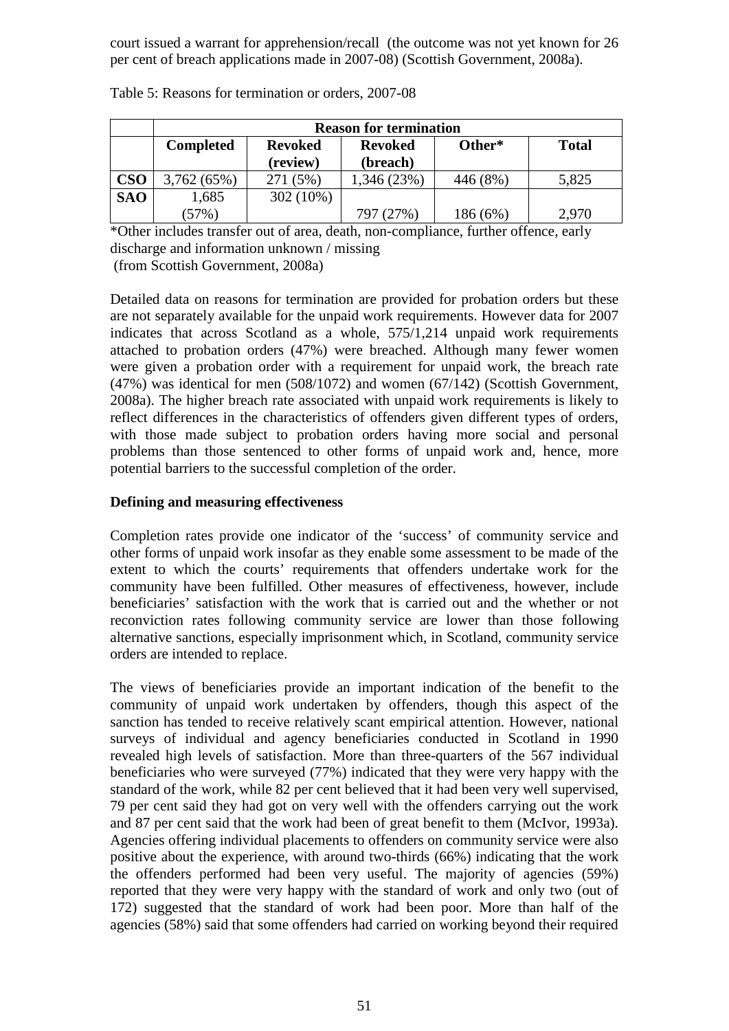court issued a warrant for apprehension/recall (the outcome was not yet known for 26 per cent of breach applications made in 2007-08) (Scottish Government, 2008a).

Table 5: Reasons for termination or orders, 2007-08

| | Reason for termination | | | | |
|---|---|---|---|---|---|
| | **Completed** | **Revoked (review)** | **Revoked (breach)** | **Other*** | **Total** |
| **CSO** | 3,762 (65%) | 271 (5%) | 1,346 (23%) | 446 (8%) | 5,825 |
| **SAO** | 1,685 (57%) | 302 (10%) | 797 (27%) | 186 (6%) | 2,970 |

*Other includes transfer out of area, death, non-compliance, further offence, early discharge and information unknown / missing
(from Scottish Government, 2008a)

Detailed data on reasons for termination are provided for probation orders but these are not separately available for the unpaid work requirements. However data for 2007 indicates that across Scotland as a whole, 575/1,214 unpaid work requirements attached to probation orders (47%) were breached. Although many fewer women were given a probation order with a requirement for unpaid work, the breach rate (47%) was identical for men (508/1072) and women (67/142) (Scottish Government, 2008a). The higher breach rate associated with unpaid work requirements is likely to reflect differences in the characteristics of offenders given different types of orders, with those made subject to probation orders having more social and personal problems than those sentenced to other forms of unpaid work and, hence, more potential barriers to the successful completion of the order.

**Defining and measuring effectiveness**

Completion rates provide one indicator of the 'success' of community service and other forms of unpaid work insofar as they enable some assessment to be made of the extent to which the courts' requirements that offenders undertake work for the community have been fulfilled. Other measures of effectiveness, however, include beneficiaries' satisfaction with the work that is carried out and the whether or not reconviction rates following community service are lower than those following alternative sanctions, especially imprisonment which, in Scotland, community service orders are intended to replace.

The views of beneficiaries provide an important indication of the benefit to the community of unpaid work undertaken by offenders, though this aspect of the sanction has tended to receive relatively scant empirical attention. However, national surveys of individual and agency beneficiaries conducted in Scotland in 1990 revealed high levels of satisfaction. More than three-quarters of the 567 individual beneficiaries who were surveyed (77%) indicated that they were very happy with the standard of the work, while 82 per cent believed that it had been very well supervised, 79 per cent said they had got on very well with the offenders carrying out the work and 87 per cent said that the work had been of great benefit to them (McIvor, 1993a). Agencies offering individual placements to offenders on community service were also positive about the experience, with around two-thirds (66%) indicating that the work the offenders performed had been very useful. The majority of agencies (59%) reported that they were very happy with the standard of work and only two (out of 172) suggested that the standard of work had been poor. More than half of the agencies (58%) said that some offenders had carried on working beyond their required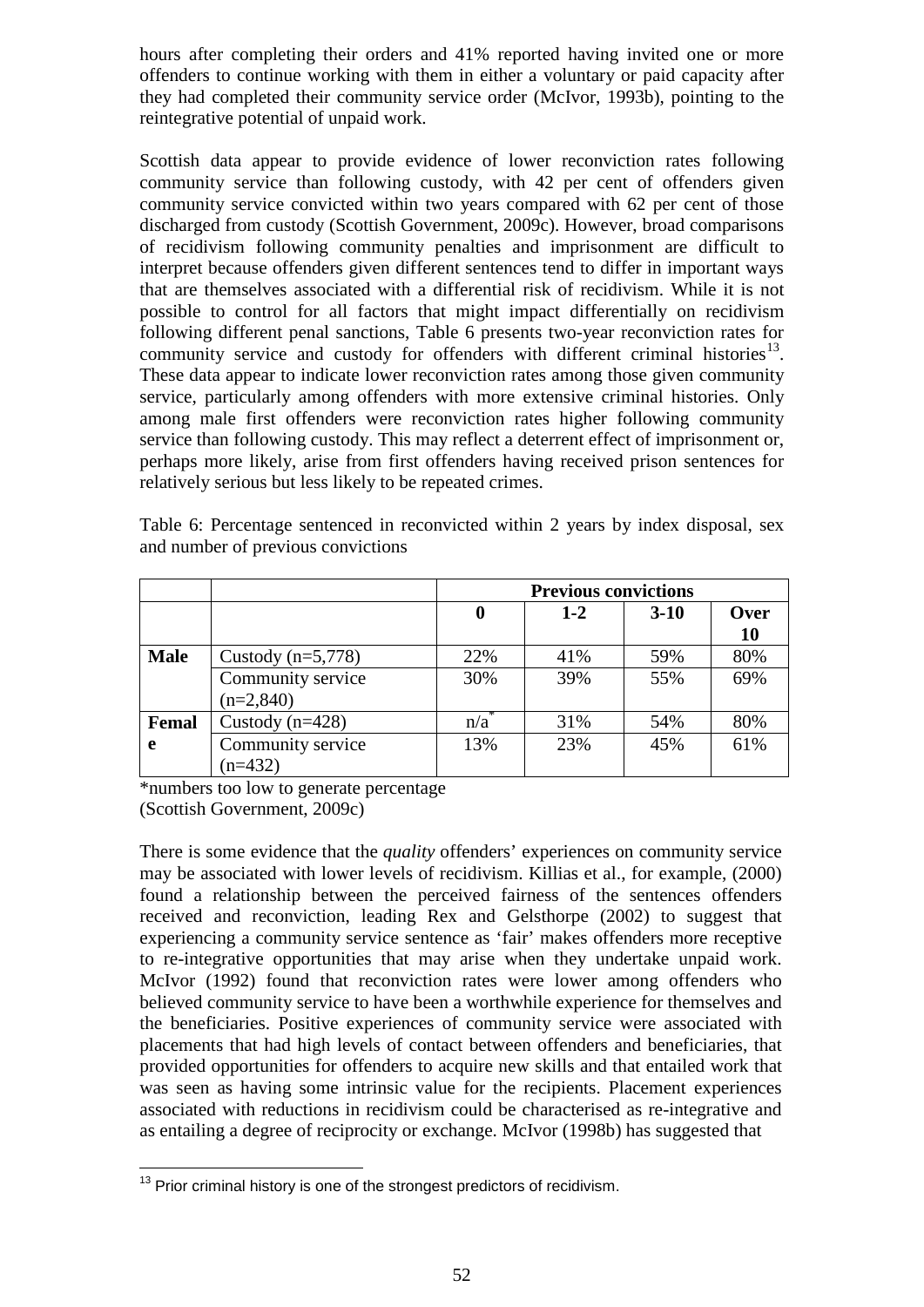hours after completing their orders and 41% reported having invited one or more offenders to continue working with them in either a voluntary or paid capacity after they had completed their community service order (McIvor, 1993b), pointing to the reintegrative potential of unpaid work.

Scottish data appear to provide evidence of lower reconviction rates following community service than following custody, with 42 per cent of offenders given community service convicted within two years compared with 62 per cent of those discharged from custody (Scottish Government, 2009c). However, broad comparisons of recidivism following community penalties and imprisonment are difficult to interpret because offenders given different sentences tend to differ in important ways that are themselves associated with a differential risk of recidivism. While it is not possible to control for all factors that might impact differentially on recidivism following different penal sanctions, Table 6 presents two-year reconviction rates for community service and custody for offenders with different criminal histories[13]. These data appear to indicate lower reconviction rates among those given community service, particularly among offenders with more extensive criminal histories. Only among male first offenders were reconviction rates higher following community service than following custody. This may reflect a deterrent effect of imprisonment or, perhaps more likely, arise from first offenders having received prison sentences for relatively serious but less likely to be repeated crimes.

Table 6: Percentage sentenced in reconvicted within 2 years by index disposal, sex and number of previous convictions

| | | Previous convictions | | | |
|---|---|---|---|---|---|
| | | **0** | **1-2** | **3-10** | **Over 10** |
| **Male** | Custody (n=5,778) | 22% | 41% | 59% | 80% |
| | Community service (n=2,840) | 30% | 39% | 55% | 69% |
| **Female** | Custody (n=428) | n/a* | 31% | 54% | 80% |
| | Community service (n=432) | 13% | 23% | 45% | 61% |

*numbers too low to generate percentage
(Scottish Government, 2009c)

There is some evidence that the *quality* offenders' experiences on community service may be associated with lower levels of recidivism. Killias et al., for example, (2000) found a relationship between the perceived fairness of the sentences offenders received and reconviction, leading Rex and Gelsthorpe (2002) to suggest that experiencing a community service sentence as 'fair' makes offenders more receptive to re-integrative opportunities that may arise when they undertake unpaid work. McIvor (1992) found that reconviction rates were lower among offenders who believed community service to have been a worthwhile experience for themselves and the beneficiaries. Positive experiences of community service were associated with placements that had high levels of contact between offenders and beneficiaries, that provided opportunities for offenders to acquire new skills and that entailed work that was seen as having some intrinsic value for the recipients. Placement experiences associated with reductions in recidivism could be characterised as re-integrative and as entailing a degree of reciprocity or exchange. McIvor (1998b) has suggested that

[13] Prior criminal history is one of the strongest predictors of recidivism.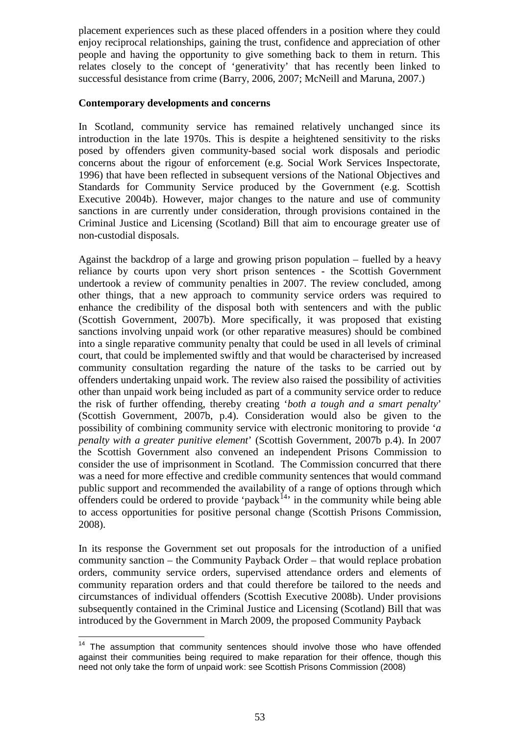placement experiences such as these placed offenders in a position where they could enjoy reciprocal relationships, gaining the trust, confidence and appreciation of other people and having the opportunity to give something back to them in return. This relates closely to the concept of 'generativity' that has recently been linked to successful desistance from crime (Barry, 2006, 2007; McNeill and Maruna, 2007.)

**Contemporary developments and concerns**

In Scotland, community service has remained relatively unchanged since its introduction in the late 1970s. This is despite a heightened sensitivity to the risks posed by offenders given community-based social work disposals and periodic concerns about the rigour of enforcement (e.g. Social Work Services Inspectorate, 1996) that have been reflected in subsequent versions of the National Objectives and Standards for Community Service produced by the Government (e.g. Scottish Executive 2004b). However, major changes to the nature and use of community sanctions in are currently under consideration, through provisions contained in the Criminal Justice and Licensing (Scotland) Bill that aim to encourage greater use of non-custodial disposals.

Against the backdrop of a large and growing prison population – fuelled by a heavy reliance by courts upon very short prison sentences - the Scottish Government undertook a review of community penalties in 2007. The review concluded, among other things, that a new approach to community service orders was required to enhance the credibility of the disposal both with sentencers and with the public (Scottish Government, 2007b). More specifically, it was proposed that existing sanctions involving unpaid work (or other reparative measures) should be combined into a single reparative community penalty that could be used in all levels of criminal court, that could be implemented swiftly and that would be characterised by increased community consultation regarding the nature of the tasks to be carried out by offenders undertaking unpaid work. The review also raised the possibility of activities other than unpaid work being included as part of a community service order to reduce the risk of further offending, thereby creating '*both a tough and a smart penalty*' (Scottish Government, 2007b, p.4). Consideration would also be given to the possibility of combining community service with electronic monitoring to provide '*a penalty with a greater punitive element*' (Scottish Government, 2007b p.4). In 2007 the Scottish Government also convened an independent Prisons Commission to consider the use of imprisonment in Scotland. The Commission concurred that there was a need for more effective and credible community sentences that would command public support and recommended the availability of a range of options through which offenders could be ordered to provide 'payback[14]' in the community while being able to access opportunities for positive personal change (Scottish Prisons Commission, 2008).

In its response the Government set out proposals for the introduction of a unified community sanction – the Community Payback Order – that would replace probation orders, community service orders, supervised attendance orders and elements of community reparation orders and that could therefore be tailored to the needs and circumstances of individual offenders (Scottish Executive 2008b). Under provisions subsequently contained in the Criminal Justice and Licensing (Scotland) Bill that was introduced by the Government in March 2009, the proposed Community Payback

---

[14] The assumption that community sentences should involve those who have offended against their communities being required to make reparation for their offence, though this need not only take the form of unpaid work: see Scottish Prisons Commission (2008)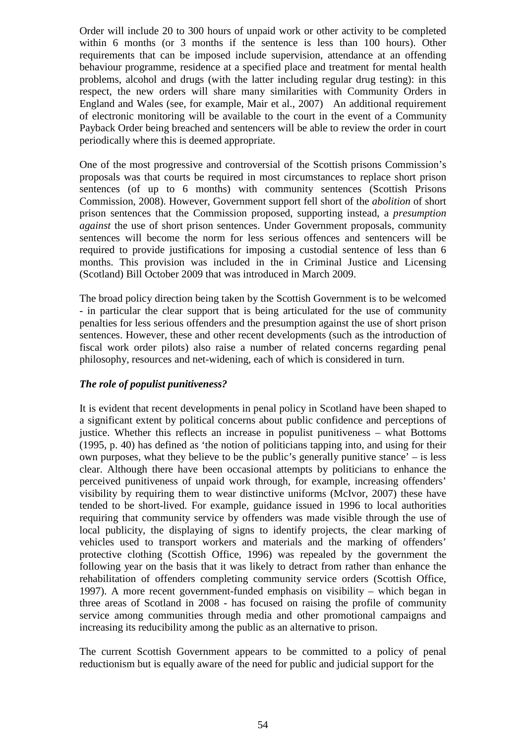Order will include 20 to 300 hours of unpaid work or other activity to be completed within 6 months (or 3 months if the sentence is less than 100 hours). Other requirements that can be imposed include supervision, attendance at an offending behaviour programme, residence at a specified place and treatment for mental health problems, alcohol and drugs (with the latter including regular drug testing): in this respect, the new orders will share many similarities with Community Orders in England and Wales (see, for example, Mair et al., 2007) An additional requirement of electronic monitoring will be available to the court in the event of a Community Payback Order being breached and sentencers will be able to review the order in court periodically where this is deemed appropriate.

One of the most progressive and controversial of the Scottish prisons Commission's proposals was that courts be required in most circumstances to replace short prison sentences (of up to 6 months) with community sentences (Scottish Prisons Commission, 2008). However, Government support fell short of the *abolition* of short prison sentences that the Commission proposed, supporting instead, a *presumption against* the use of short prison sentences. Under Government proposals, community sentences will become the norm for less serious offences and sentencers will be required to provide justifications for imposing a custodial sentence of less than 6 months. This provision was included in the in Criminal Justice and Licensing (Scotland) Bill October 2009 that was introduced in March 2009.

The broad policy direction being taken by the Scottish Government is to be welcomed - in particular the clear support that is being articulated for the use of community penalties for less serious offenders and the presumption against the use of short prison sentences. However, these and other recent developments (such as the introduction of fiscal work order pilots) also raise a number of related concerns regarding penal philosophy, resources and net-widening, each of which is considered in turn.

***The role of populist punitiveness?***

It is evident that recent developments in penal policy in Scotland have been shaped to a significant extent by political concerns about public confidence and perceptions of justice. Whether this reflects an increase in populist punitiveness – what Bottoms (1995, p. 40) has defined as 'the notion of politicians tapping into, and using for their own purposes, what they believe to be the public's generally punitive stance' – is less clear. Although there have been occasional attempts by politicians to enhance the perceived punitiveness of unpaid work through, for example, increasing offenders' visibility by requiring them to wear distinctive uniforms (McIvor, 2007) these have tended to be short-lived. For example, guidance issued in 1996 to local authorities requiring that community service by offenders was made visible through the use of local publicity, the displaying of signs to identify projects, the clear marking of vehicles used to transport workers and materials and the marking of offenders' protective clothing (Scottish Office, 1996) was repealed by the government the following year on the basis that it was likely to detract from rather than enhance the rehabilitation of offenders completing community service orders (Scottish Office, 1997). A more recent government-funded emphasis on visibility – which began in three areas of Scotland in 2008 - has focused on raising the profile of community service among communities through media and other promotional campaigns and increasing its reducibility among the public as an alternative to prison.

The current Scottish Government appears to be committed to a policy of penal reductionism but is equally aware of the need for public and judicial support for the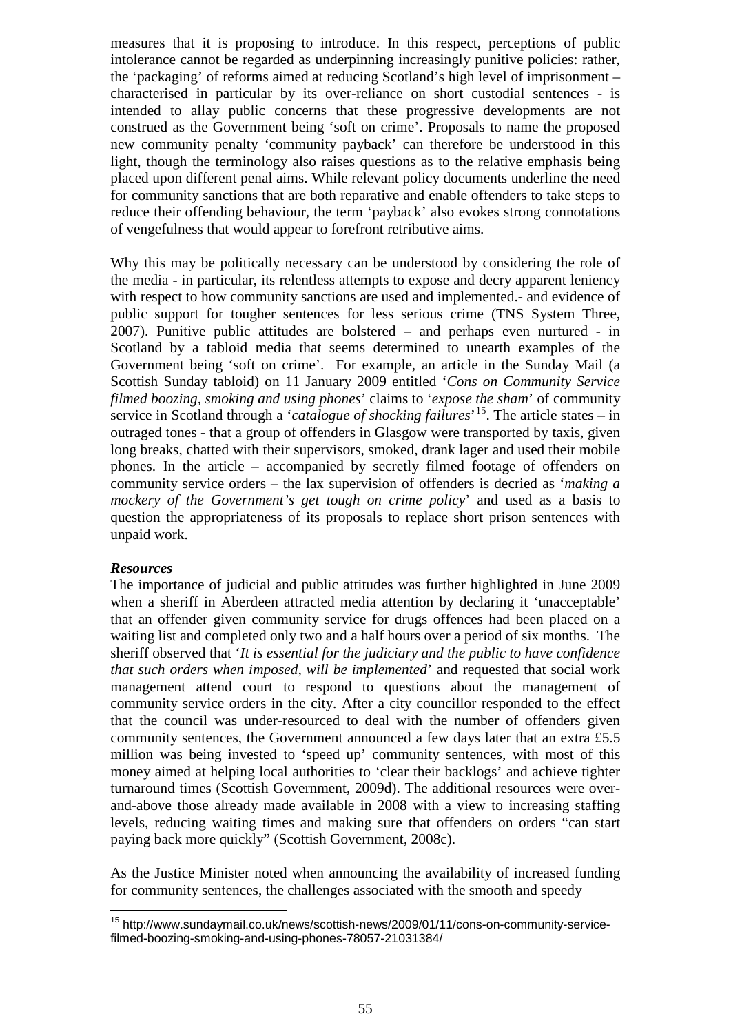measures that it is proposing to introduce. In this respect, perceptions of public intolerance cannot be regarded as underpinning increasingly punitive policies: rather, the 'packaging' of reforms aimed at reducing Scotland's high level of imprisonment – characterised in particular by its over-reliance on short custodial sentences - is intended to allay public concerns that these progressive developments are not construed as the Government being 'soft on crime'. Proposals to name the proposed new community penalty 'community payback' can therefore be understood in this light, though the terminology also raises questions as to the relative emphasis being placed upon different penal aims. While relevant policy documents underline the need for community sanctions that are both reparative and enable offenders to take steps to reduce their offending behaviour, the term 'payback' also evokes strong connotations of vengefulness that would appear to forefront retributive aims.

Why this may be politically necessary can be understood by considering the role of the media - in particular, its relentless attempts to expose and decry apparent leniency with respect to how community sanctions are used and implemented.- and evidence of public support for tougher sentences for less serious crime (TNS System Three, 2007). Punitive public attitudes are bolstered – and perhaps even nurtured - in Scotland by a tabloid media that seems determined to unearth examples of the Government being 'soft on crime'. For example, an article in the Sunday Mail (a Scottish Sunday tabloid) on 11 January 2009 entitled '*Cons on Community Service filmed boozing, smoking and using phones*' claims to '*expose the sham*' of community service in Scotland through a '*catalogue of shocking failures*'[15]. The article states – in outraged tones - that a group of offenders in Glasgow were transported by taxis, given long breaks, chatted with their supervisors, smoked, drank lager and used their mobile phones. In the article – accompanied by secretly filmed footage of offenders on community service orders – the lax supervision of offenders is decried as '*making a mockery of the Government's get tough on crime policy*' and used as a basis to question the appropriateness of its proposals to replace short prison sentences with unpaid work.

***Resources***

The importance of judicial and public attitudes was further highlighted in June 2009 when a sheriff in Aberdeen attracted media attention by declaring it 'unacceptable' that an offender given community service for drugs offences had been placed on a waiting list and completed only two and a half hours over a period of six months. The sheriff observed that '*It is essential for the judiciary and the public to have confidence that such orders when imposed, will be implemented*' and requested that social work management attend court to respond to questions about the management of community service orders in the city. After a city councillor responded to the effect that the council was under-resourced to deal with the number of offenders given community sentences, the Government announced a few days later that an extra £5.5 million was being invested to 'speed up' community sentences, with most of this money aimed at helping local authorities to 'clear their backlogs' and achieve tighter turnaround times (Scottish Government, 2009d). The additional resources were over-and-above those already made available in 2008 with a view to increasing staffing levels, reducing waiting times and making sure that offenders on orders "can start paying back more quickly" (Scottish Government, 2008c).

As the Justice Minister noted when announcing the availability of increased funding for community sentences, the challenges associated with the smooth and speedy

---

[15] http://www.sundaymail.co.uk/news/scottish-news/2009/01/11/cons-on-community-service-filmed-boozing-smoking-and-using-phones-78057-21031384/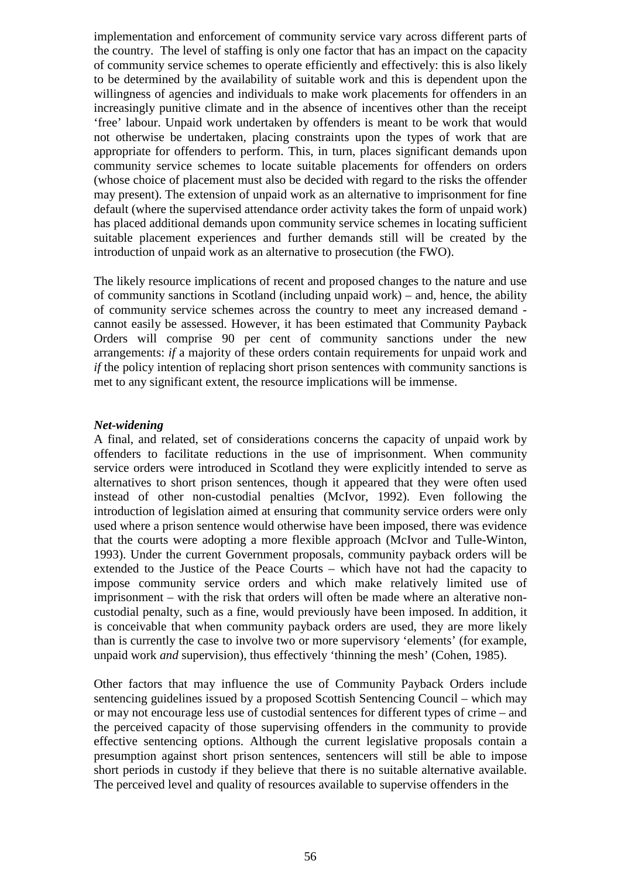implementation and enforcement of community service vary across different parts of the country. The level of staffing is only one factor that has an impact on the capacity of community service schemes to operate efficiently and effectively: this is also likely to be determined by the availability of suitable work and this is dependent upon the willingness of agencies and individuals to make work placements for offenders in an increasingly punitive climate and in the absence of incentives other than the receipt 'free' labour. Unpaid work undertaken by offenders is meant to be work that would not otherwise be undertaken, placing constraints upon the types of work that are appropriate for offenders to perform. This, in turn, places significant demands upon community service schemes to locate suitable placements for offenders on orders (whose choice of placement must also be decided with regard to the risks the offender may present). The extension of unpaid work as an alternative to imprisonment for fine default (where the supervised attendance order activity takes the form of unpaid work) has placed additional demands upon community service schemes in locating sufficient suitable placement experiences and further demands still will be created by the introduction of unpaid work as an alternative to prosecution (the FWO).

The likely resource implications of recent and proposed changes to the nature and use of community sanctions in Scotland (including unpaid work) – and, hence, the ability of community service schemes across the country to meet any increased demand - cannot easily be assessed. However, it has been estimated that Community Payback Orders will comprise 90 per cent of community sanctions under the new arrangements: *if* a majority of these orders contain requirements for unpaid work and *if* the policy intention of replacing short prison sentences with community sanctions is met to any significant extent, the resource implications will be immense.

***Net-widening***

A final, and related, set of considerations concerns the capacity of unpaid work by offenders to facilitate reductions in the use of imprisonment. When community service orders were introduced in Scotland they were explicitly intended to serve as alternatives to short prison sentences, though it appeared that they were often used instead of other non-custodial penalties (McIvor, 1992). Even following the introduction of legislation aimed at ensuring that community service orders were only used where a prison sentence would otherwise have been imposed, there was evidence that the courts were adopting a more flexible approach (McIvor and Tulle-Winton, 1993). Under the current Government proposals, community payback orders will be extended to the Justice of the Peace Courts – which have not had the capacity to impose community service orders and which make relatively limited use of imprisonment – with the risk that orders will often be made where an alterative non-custodial penalty, such as a fine, would previously have been imposed. In addition, it is conceivable that when community payback orders are used, they are more likely than is currently the case to involve two or more supervisory 'elements' (for example, unpaid work *and* supervision), thus effectively 'thinning the mesh' (Cohen, 1985).

Other factors that may influence the use of Community Payback Orders include sentencing guidelines issued by a proposed Scottish Sentencing Council – which may or may not encourage less use of custodial sentences for different types of crime – and the perceived capacity of those supervising offenders in the community to provide effective sentencing options. Although the current legislative proposals contain a presumption against short prison sentences, sentencers will still be able to impose short periods in custody if they believe that there is no suitable alternative available. The perceived level and quality of resources available to supervise offenders in the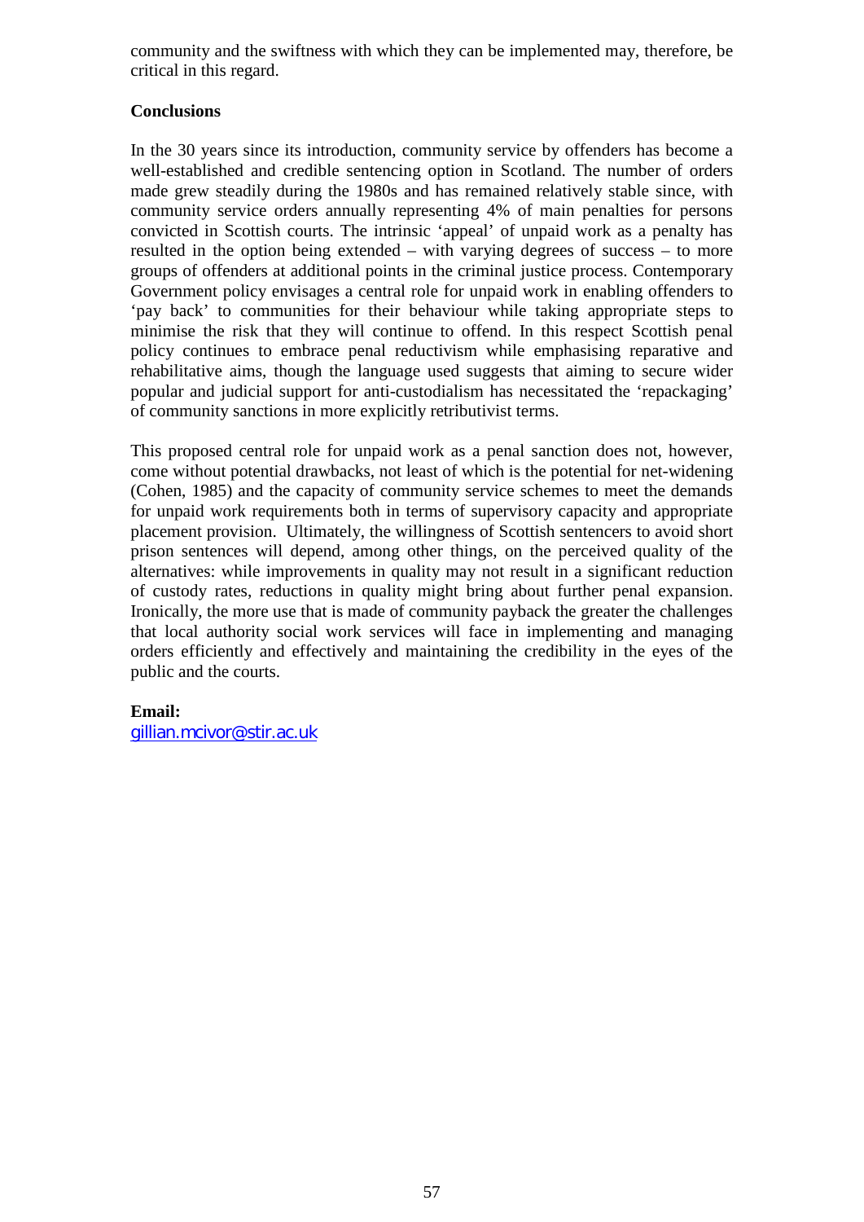community and the swiftness with which they can be implemented may, therefore, be critical in this regard.

## Conclusions

In the 30 years since its introduction, community service by offenders has become a well-established and credible sentencing option in Scotland. The number of orders made grew steadily during the 1980s and has remained relatively stable since, with community service orders annually representing 4% of main penalties for persons convicted in Scottish courts. The intrinsic 'appeal' of unpaid work as a penalty has resulted in the option being extended – with varying degrees of success – to more groups of offenders at additional points in the criminal justice process. Contemporary Government policy envisages a central role for unpaid work in enabling offenders to 'pay back' to communities for their behaviour while taking appropriate steps to minimise the risk that they will continue to offend. In this respect Scottish penal policy continues to embrace penal reductivism while emphasising reparative and rehabilitative aims, though the language used suggests that aiming to secure wider popular and judicial support for anti-custodialism has necessitated the 'repackaging' of community sanctions in more explicitly retributivist terms.

This proposed central role for unpaid work as a penal sanction does not, however, come without potential drawbacks, not least of which is the potential for net-widening (Cohen, 1985) and the capacity of community service schemes to meet the demands for unpaid work requirements both in terms of supervisory capacity and appropriate placement provision. Ultimately, the willingness of Scottish sentencers to avoid short prison sentences will depend, among other things, on the perceived quality of the alternatives: while improvements in quality may not result in a significant reduction of custody rates, reductions in quality might bring about further penal expansion. Ironically, the more use that is made of community payback the greater the challenges that local authority social work services will face in implementing and managing orders efficiently and effectively and maintaining the credibility in the eyes of the public and the courts.

**Email:**
gillian.mcivor@stir.ac.uk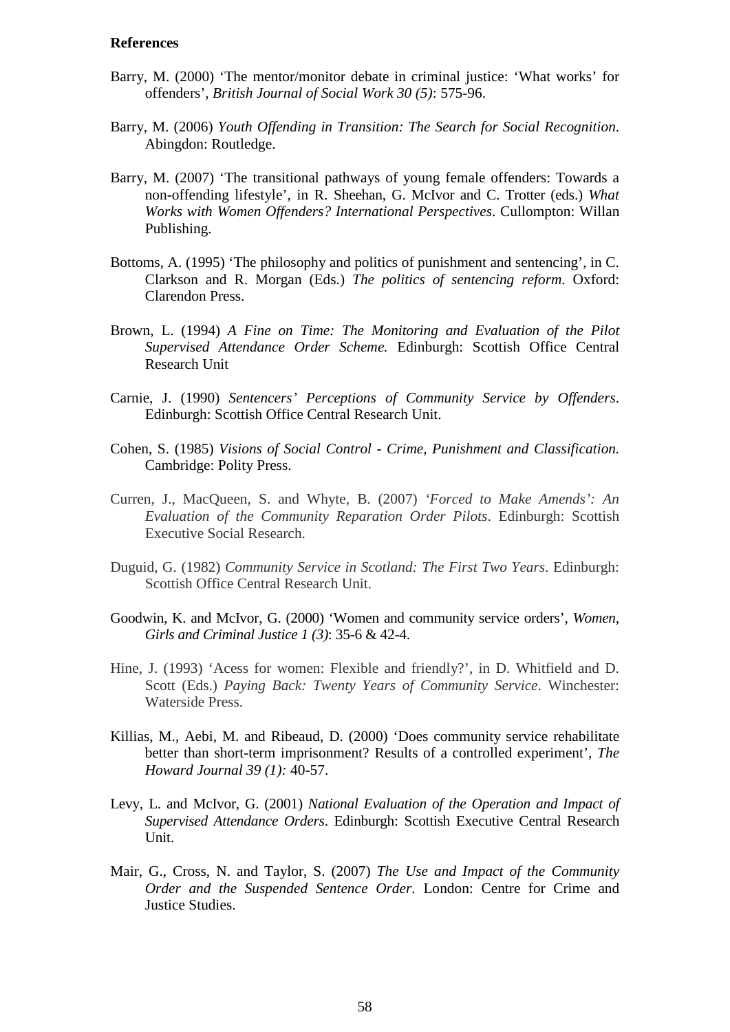**References**

Barry, M. (2000) 'The mentor/monitor debate in criminal justice: 'What works' for offenders', *British Journal of Social Work 30 (5)*: 575-96.

Barry, M. (2006) *Youth Offending in Transition: The Search for Social Recognition*. Abingdon: Routledge.

Barry, M. (2007) 'The transitional pathways of young female offenders: Towards a non-offending lifestyle', in R. Sheehan, G. McIvor and C. Trotter (eds.) *What Works with Women Offenders? International Perspectives*. Cullompton: Willan Publishing.

Bottoms, A. (1995) 'The philosophy and politics of punishment and sentencing', in C. Clarkson and R. Morgan (Eds.) *The politics of sentencing reform*. Oxford: Clarendon Press.

Brown, L. (1994) *A Fine on Time: The Monitoring and Evaluation of the Pilot Supervised Attendance Order Scheme.* Edinburgh: Scottish Office Central Research Unit

Carnie, J. (1990) *Sentencers' Perceptions of Community Service by Offenders*. Edinburgh: Scottish Office Central Research Unit.

Cohen, S. (1985) *Visions of Social Control - Crime, Punishment and Classification.* Cambridge: Polity Press.

Curren, J., MacQueen, S. and Whyte, B. (2007) *'Forced to Make Amends': An Evaluation of the Community Reparation Order Pilots*. Edinburgh: Scottish Executive Social Research.

Duguid, G. (1982) *Community Service in Scotland: The First Two Years*. Edinburgh: Scottish Office Central Research Unit.

Goodwin, K. and McIvor, G. (2000) 'Women and community service orders', *Women, Girls and Criminal Justice 1 (3)*: 35-6 & 42-4.

Hine, J. (1993) 'Acess for women: Flexible and friendly?', in D. Whitfield and D. Scott (Eds.) *Paying Back: Twenty Years of Community Service*. Winchester: Waterside Press.

Killias, M., Aebi, M. and Ribeaud, D. (2000) 'Does community service rehabilitate better than short-term imprisonment? Results of a controlled experiment', *The Howard Journal 39 (1):* 40-57.

Levy, L. and McIvor, G. (2001) *National Evaluation of the Operation and Impact of Supervised Attendance Orders*. Edinburgh: Scottish Executive Central Research Unit.

Mair, G., Cross, N. and Taylor, S. (2007) *The Use and Impact of the Community Order and the Suspended Sentence Order*. London: Centre for Crime and Justice Studies.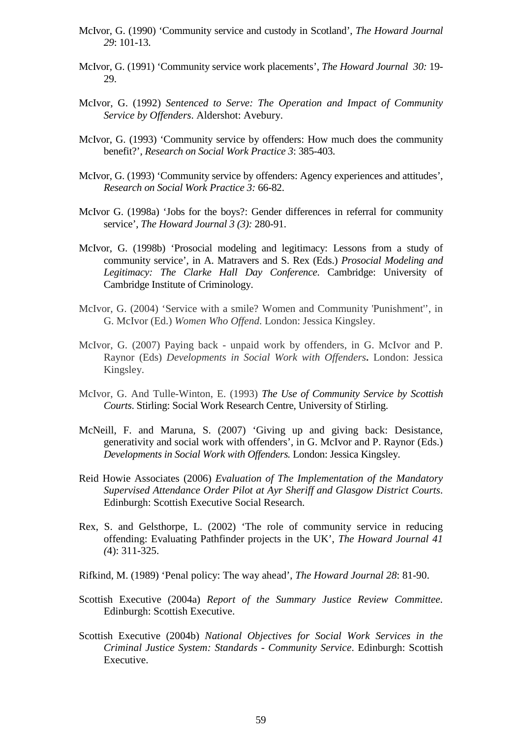McIvor, G. (1990) 'Community service and custody in Scotland', *The Howard Journal 29*: 101-13.

McIvor, G. (1991) 'Community service work placements', *The Howard Journal 30:* 19-29.

McIvor, G. (1992) *Sentenced to Serve: The Operation and Impact of Community Service by Offenders*. Aldershot: Avebury.

McIvor, G. (1993) 'Community service by offenders: How much does the community benefit?', *Research on Social Work Practice 3*: 385-403.

McIvor, G. (1993) 'Community service by offenders: Agency experiences and attitudes', *Research on Social Work Practice 3:* 66-82.

McIvor G. (1998a) 'Jobs for the boys?: Gender differences in referral for community service', *The Howard Journal 3 (3):* 280-91.

McIvor, G. (1998b) 'Prosocial modeling and legitimacy: Lessons from a study of community service', in A. Matravers and S. Rex (Eds.) *Prosocial Modeling and Legitimacy: The Clarke Hall Day Conference*. Cambridge: University of Cambridge Institute of Criminology.

McIvor, G. (2004) 'Service with a smile? Women and Community 'Punishment'', in G. McIvor (Ed.) *Women Who Offend*. London: Jessica Kingsley.

McIvor, G. (2007) Paying back - unpaid work by offenders, in G. McIvor and P. Raynor (Eds) *Developments in Social Work with Offenders***.** London: Jessica Kingsley.

McIvor, G. And Tulle-Winton, E. (1993) *The Use of Community Service by Scottish Courts*. Stirling: Social Work Research Centre, University of Stirling.

McNeill, F. and Maruna, S. (2007) 'Giving up and giving back: Desistance, generativity and social work with offenders', in G. McIvor and P. Raynor (Eds.) *Developments in Social Work with Offenders.* London: Jessica Kingsley.

Reid Howie Associates (2006) *Evaluation of The Implementation of the Mandatory Supervised Attendance Order Pilot at Ayr Sheriff and Glasgow District Courts*. Edinburgh: Scottish Executive Social Research.

Rex, S. and Gelsthorpe, L. (2002) 'The role of community service in reducing offending: Evaluating Pathfinder projects in the UK', *The Howard Journal 41 (*4): 311-325.

Rifkind, M. (1989) 'Penal policy: The way ahead', *The Howard Journal 28*: 81-90.

Scottish Executive (2004a) *Report of the Summary Justice Review Committee*. Edinburgh: Scottish Executive.

Scottish Executive (2004b) *National Objectives for Social Work Services in the Criminal Justice System: Standards - Community Service*. Edinburgh: Scottish Executive.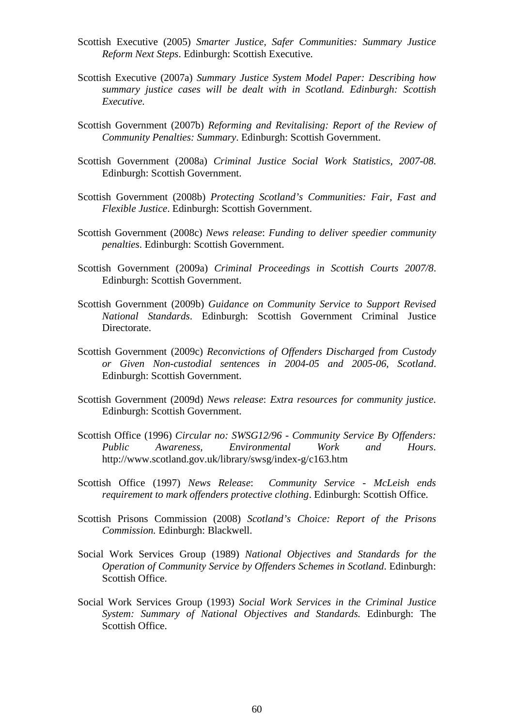Scottish Executive (2005) *Smarter Justice, Safer Communities: Summary Justice Reform Next Steps*. Edinburgh: Scottish Executive.

Scottish Executive (2007a) *Summary Justice System Model Paper: Describing how summary justice cases will be dealt with in Scotland. Edinburgh: Scottish Executive.*

Scottish Government (2007b) *Reforming and Revitalising: Report of the Review of Community Penalties: Summary*. Edinburgh: Scottish Government.

Scottish Government (2008a) *Criminal Justice Social Work Statistics, 2007-08*. Edinburgh: Scottish Government.

Scottish Government (2008b) *Protecting Scotland's Communities: Fair, Fast and Flexible Justice*. Edinburgh: Scottish Government.

Scottish Government (2008c) *News release*: *Funding to deliver speedier community penalties*. Edinburgh: Scottish Government.

Scottish Government (2009a) *Criminal Proceedings in Scottish Courts 2007/8*. Edinburgh: Scottish Government.

Scottish Government (2009b) *Guidance on Community Service to Support Revised National Standards*. Edinburgh: Scottish Government Criminal Justice Directorate.

Scottish Government (2009c) *Reconvictions of Offenders Discharged from Custody or Given Non-custodial sentences in 2004-05 and 2005-06, Scotland*. Edinburgh: Scottish Government.

Scottish Government (2009d) *News release*: *Extra resources for community justice*. Edinburgh: Scottish Government.

Scottish Office (1996) *Circular no: SWSG12/96 - Community Service By Offenders: Public Awareness, Environmental Work and Hours*. http://www.scotland.gov.uk/library/swsg/index-g/c163.htm

Scottish Office (1997) *News Release*: *Community Service - McLeish ends requirement to mark offenders protective clothing*. Edinburgh: Scottish Office.

Scottish Prisons Commission (2008) *Scotland's Choice: Report of the Prisons Commission.* Edinburgh: Blackwell.

Social Work Services Group (1989) *National Objectives and Standards for the Operation of Community Service by Offenders Schemes in Scotland*. Edinburgh: Scottish Office.

Social Work Services Group (1993) *Social Work Services in the Criminal Justice System: Summary of National Objectives and Standards.* Edinburgh: The Scottish Office.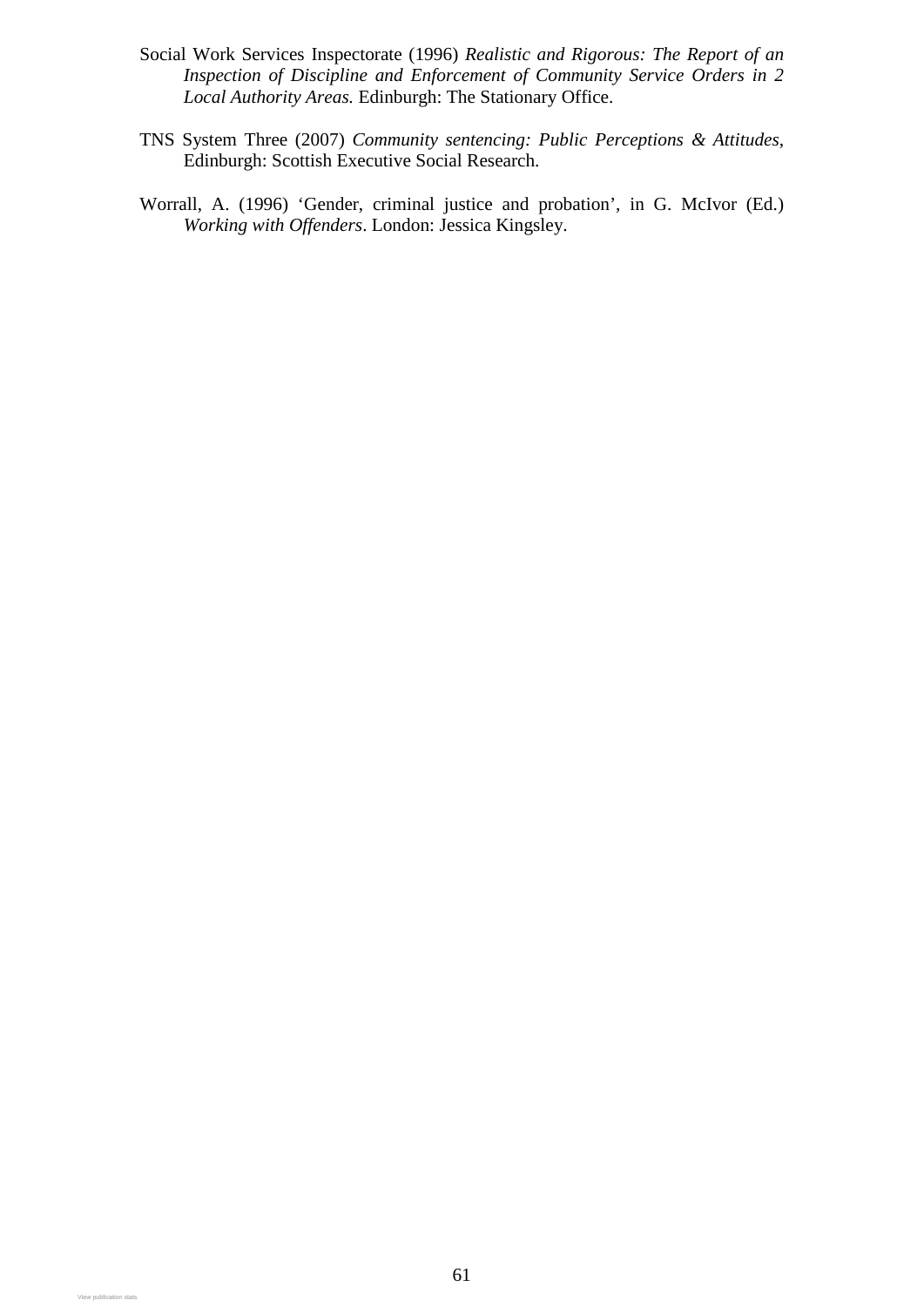Social Work Services Inspectorate (1996) *Realistic and Rigorous: The Report of an Inspection of Discipline and Enforcement of Community Service Orders in 2 Local Authority Areas.* Edinburgh: The Stationary Office.

TNS System Three (2007) *Community sentencing: Public Perceptions & Attitudes*, Edinburgh: Scottish Executive Social Research.

Worrall, A. (1996) 'Gender, criminal justice and probation', in G. McIvor (Ed.) *Working with Offenders*. London: Jessica Kingsley.